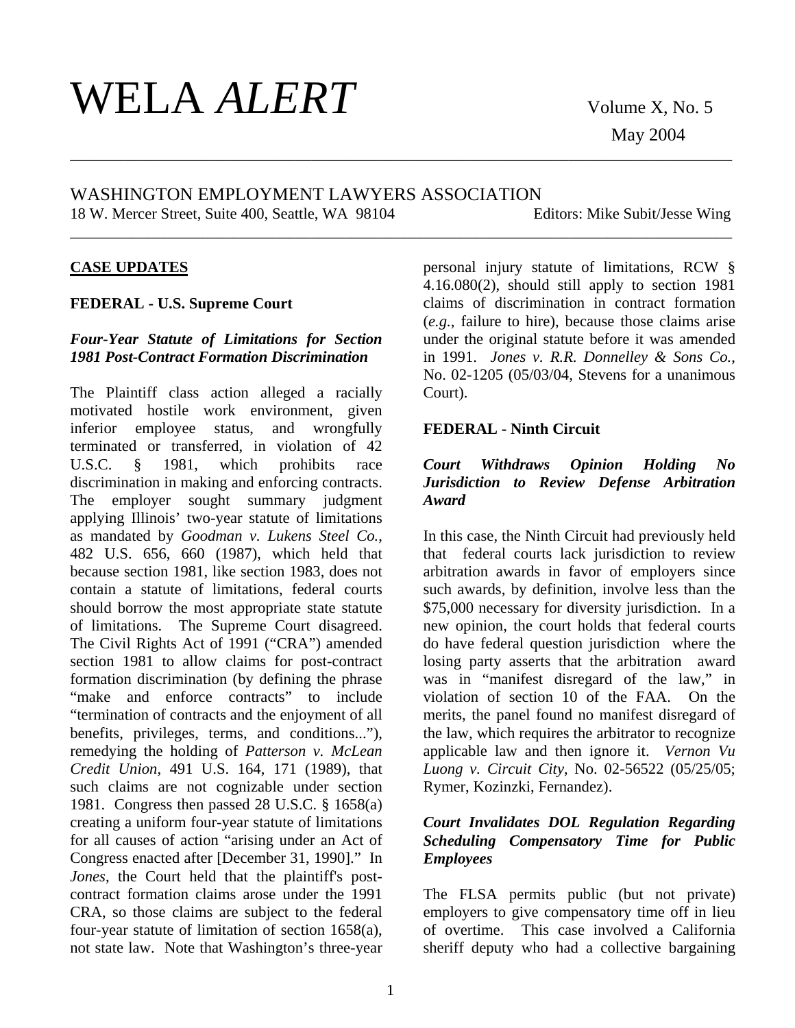# WELA *ALERT*

Volume X, No. 5

May 2004

WASHINGTON EMPLOYMENT LAWYERS ASSOCIATION

18 W. Mercer Street, Suite 400, Seattle, WA 98104 Editors: Mike Subit/Jesse Wing

## CASE UPDATES

### FEDERAL - U.S. Supreme Court

***Four-Year Statute of Limitations for Section 1981 Post-Contract Formation Discrimination***

The Plaintiff class action alleged a racially motivated hostile work environment, given inferior employee status, and wrongfully terminated or transferred, in violation of 42 U.S.C. § 1981, which prohibits race discrimination in making and enforcing contracts. The employer sought summary judgment applying Illinois' two-year statute of limitations as mandated by *Goodman v. Lukens Steel Co.*, 482 U.S. 656, 660 (1987), which held that because section 1981, like section 1983, does not contain a statute of limitations, federal courts should borrow the most appropriate state statute of limitations. The Supreme Court disagreed. The Civil Rights Act of 1991 ("CRA") amended section 1981 to allow claims for post-contract formation discrimination (by defining the phrase "make and enforce contracts" to include "termination of contracts and the enjoyment of all benefits, privileges, terms, and conditions..."), remedying the holding of *Patterson v. McLean Credit Union*, 491 U.S. 164, 171 (1989), that such claims are not cognizable under section 1981. Congress then passed 28 U.S.C. § 1658(a) creating a uniform four-year statute of limitations for all causes of action "arising under an Act of Congress enacted after [December 31, 1990]." In *Jones*, the Court held that the plaintiff's post-contract formation claims arose under the 1991 CRA, so those claims are subject to the federal four-year statute of limitation of section 1658(a), not state law. Note that Washington's three-year personal injury statute of limitations, RCW § 4.16.080(2), should still apply to section 1981 claims of discrimination in contract formation (*e.g.*, failure to hire), because those claims arise under the original statute before it was amended in 1991. *Jones v. R.R. Donnelley & Sons Co.*, No. 02-1205 (05/03/04, Stevens for a unanimous Court).

### FEDERAL - Ninth Circuit

***Court Withdraws Opinion Holding No Jurisdiction to Review Defense Arbitration Award***

In this case, the Ninth Circuit had previously held that federal courts lack jurisdiction to review arbitration awards in favor of employers since such awards, by definition, involve less than the $75,000 necessary for diversity jurisdiction. In a new opinion, the court holds that federal courts do have federal question jurisdiction where the losing party asserts that the arbitration award was in "manifest disregard of the law," in violation of section 10 of the FAA. On the merits, the panel found no manifest disregard of the law, which requires the arbitrator to recognize applicable law and then ignore it. *Vernon Vu Luong v. Circuit City*, No. 02-56522 (05/25/05; Rymer, Kozinzki, Fernandez).

***Court Invalidates DOL Regulation Regarding Scheduling Compensatory Time for Public Employees***

The FLSA permits public (but not private) employers to give compensatory time off in lieu of overtime. This case involved a California sheriff deputy who had a collective bargaining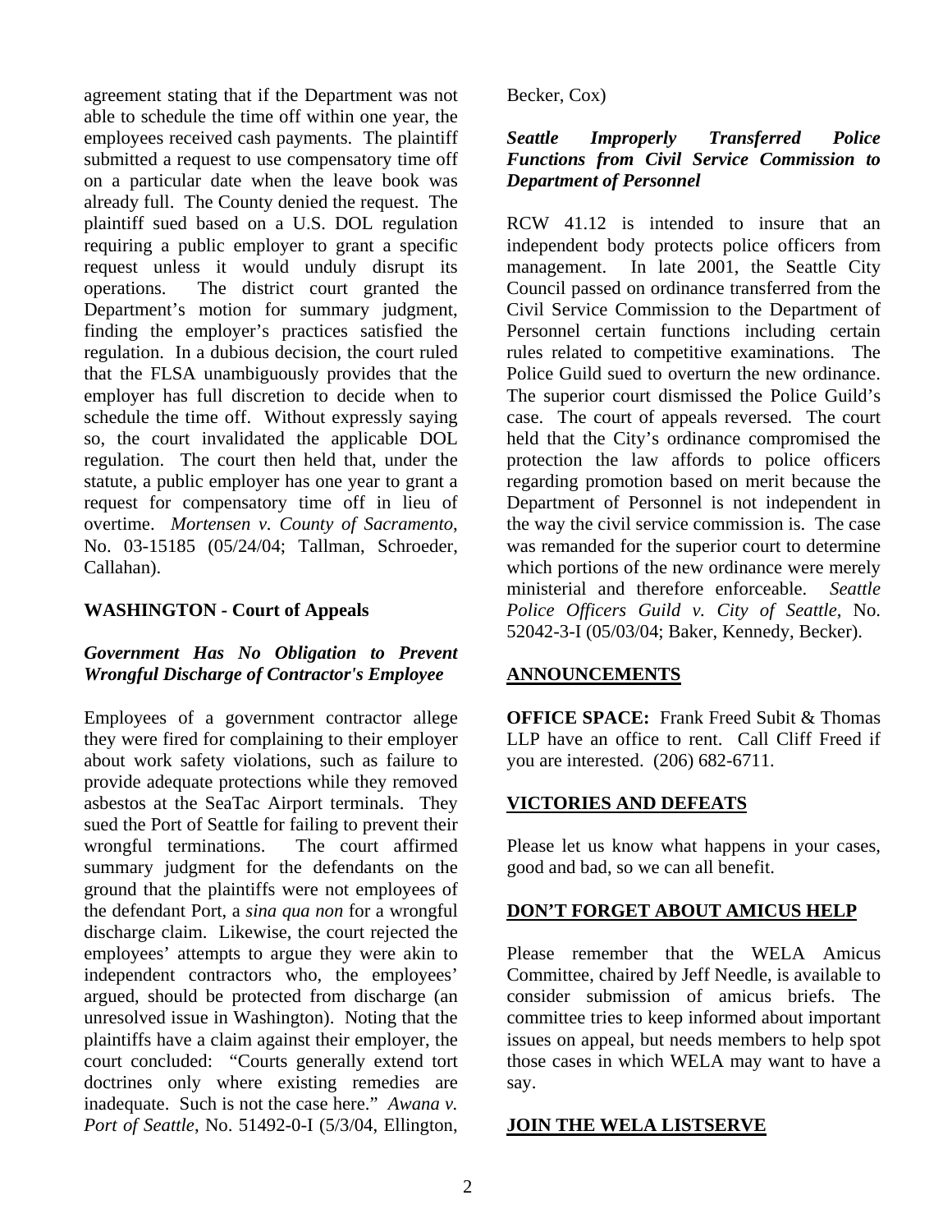agreement stating that if the Department was not able to schedule the time off within one year, the employees received cash payments. The plaintiff submitted a request to use compensatory time off on a particular date when the leave book was already full. The County denied the request. The plaintiff sued based on a U.S. DOL regulation requiring a public employer to grant a specific request unless it would unduly disrupt its operations. The district court granted the Department's motion for summary judgment, finding the employer's practices satisfied the regulation. In a dubious decision, the court ruled that the FLSA unambiguously provides that the employer has full discretion to decide when to schedule the time off. Without expressly saying so, the court invalidated the applicable DOL regulation. The court then held that, under the statute, a public employer has one year to grant a request for compensatory time off in lieu of overtime. *Mortensen v. County of Sacramento*, No. 03-15185 (05/24/04; Tallman, Schroeder, Callahan).

**WASHINGTON - Court of Appeals**

***Government Has No Obligation to Prevent Wrongful Discharge of Contractor's Employee***

Employees of a government contractor allege they were fired for complaining to their employer about work safety violations, such as failure to provide adequate protections while they removed asbestos at the SeaTac Airport terminals. They sued the Port of Seattle for failing to prevent their wrongful terminations. The court affirmed summary judgment for the defendants on the ground that the plaintiffs were not employees of the defendant Port, a *sina qua non* for a wrongful discharge claim. Likewise, the court rejected the employees' attempts to argue they were akin to independent contractors who, the employees' argued, should be protected from discharge (an unresolved issue in Washington). Noting that the plaintiffs have a claim against their employer, the court concluded: "Courts generally extend tort doctrines only where existing remedies are inadequate. Such is not the case here." *Awana v. Port of Seattle*, No. 51492-0-I (5/3/04, Ellington, Becker, Cox)

***Seattle Improperly Transferred Police Functions from Civil Service Commission to Department of Personnel***

RCW 41.12 is intended to insure that an independent body protects police officers from management. In late 2001, the Seattle City Council passed on ordinance transferred from the Civil Service Commission to the Department of Personnel certain functions including certain rules related to competitive examinations. The Police Guild sued to overturn the new ordinance. The superior court dismissed the Police Guild's case. The court of appeals reversed. The court held that the City's ordinance compromised the protection the law affords to police officers regarding promotion based on merit because the Department of Personnel is not independent in the way the civil service commission is. The case was remanded for the superior court to determine which portions of the new ordinance were merely ministerial and therefore enforceable. *Seattle Police Officers Guild v. City of Seattle*, No. 52042-3-I (05/03/04; Baker, Kennedy, Becker).

**ANNOUNCEMENTS**

**OFFICE SPACE:** Frank Freed Subit & Thomas LLP have an office to rent. Call Cliff Freed if you are interested. (206) 682-6711.

**VICTORIES AND DEFEATS**

Please let us know what happens in your cases, good and bad, so we can all benefit.

**DON'T FORGET ABOUT AMICUS HELP**

Please remember that the WELA Amicus Committee, chaired by Jeff Needle, is available to consider submission of amicus briefs. The committee tries to keep informed about important issues on appeal, but needs members to help spot those cases in which WELA may want to have a say.

**JOIN THE WELA LISTSERVE**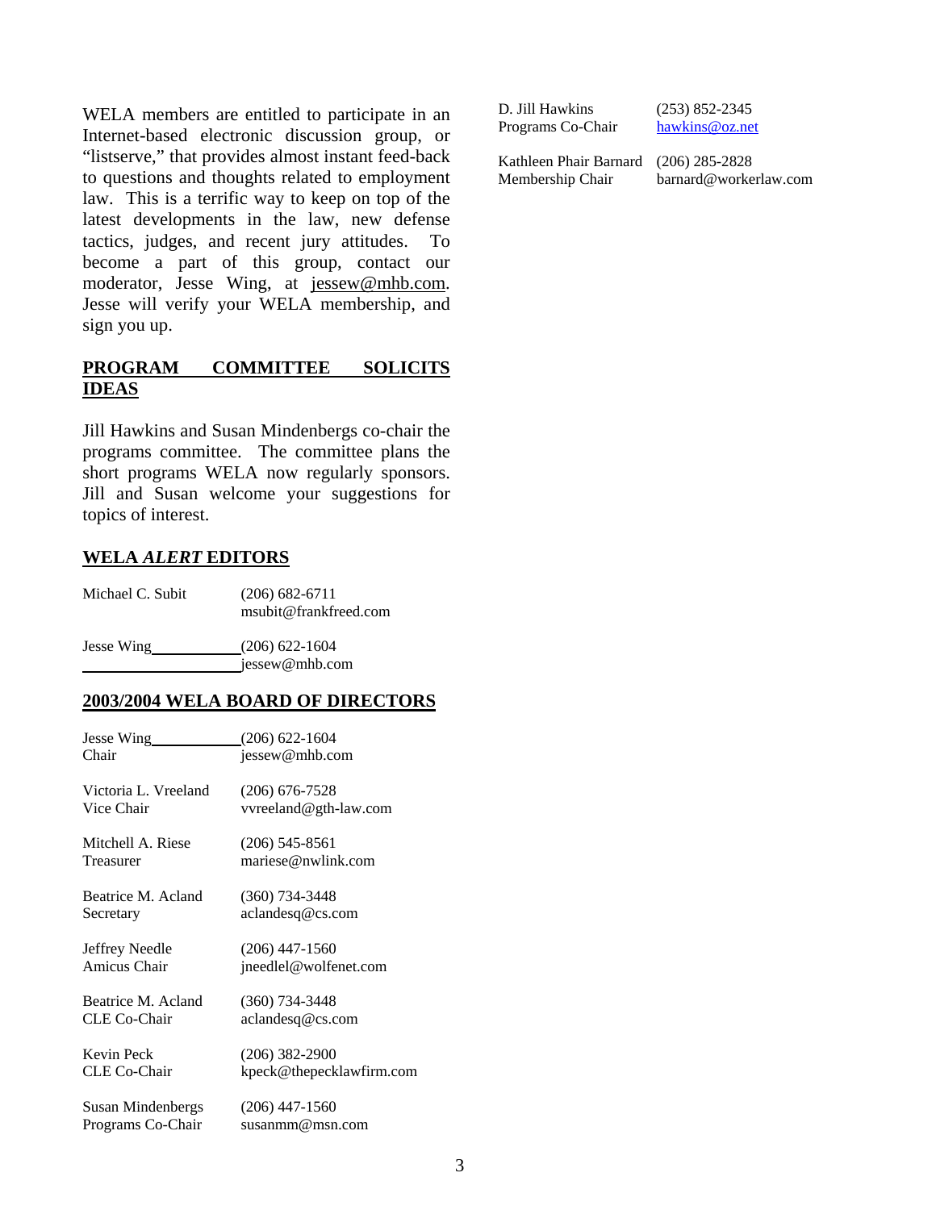WELA members are entitled to participate in an Internet-based electronic discussion group, or "listserve," that provides almost instant feed-back to questions and thoughts related to employment law. This is a terrific way to keep on top of the latest developments in the law, new defense tactics, judges, and recent jury attitudes. To become a part of this group, contact our moderator, Jesse Wing, at jessew@mhb.com. Jesse will verify your WELA membership, and sign you up.

## PROGRAM COMMITTEE SOLICITS IDEAS

Jill Hawkins and Susan Mindenbergs co-chair the programs committee. The committee plans the short programs WELA now regularly sponsors. Jill and Susan welcome your suggestions for topics of interest.

## WELA *ALERT* EDITORS

| | |
|---|---|
| Michael C. Subit | (206) 682-6711<br>msubit@frankfreed.com |
| Jesse Wing | (206) 622-1604<br>jessew@mhb.com |

## 2003/2004 WELA BOARD OF DIRECTORS

| | |
|---|---|
| Jesse Wing<br>Chair | (206) 622-1604<br>jessew@mhb.com |
| Victoria L. Vreeland<br>Vice Chair | (206) 676-7528<br>vvreeland@gth-law.com |
| Mitchell A. Riese<br>Treasurer | (206) 545-8561<br>mariese@nwlink.com |
| Beatrice M. Acland<br>Secretary | (360) 734-3448<br>aclandesq@cs.com |
| Jeffrey Needle<br>Amicus Chair | (206) 447-1560<br>jneedlel@wolfenet.com |
| Beatrice M. Acland<br>CLE Co-Chair | (360) 734-3448<br>aclandesq@cs.com |
| Kevin Peck<br>CLE Co-Chair | (206) 382-2900<br>kpeck@thepecklawfirm.com |
| Susan Mindenbergs<br>Programs Co-Chair | (206) 447-1560<br>susanmm@msn.com |
| D. Jill Hawkins<br>Programs Co-Chair | (253) 852-2345<br>hawkins@oz.net |
| Kathleen Phair Barnard<br>Membership Chair | (206) 285-2828<br>barnard@workerlaw.com |